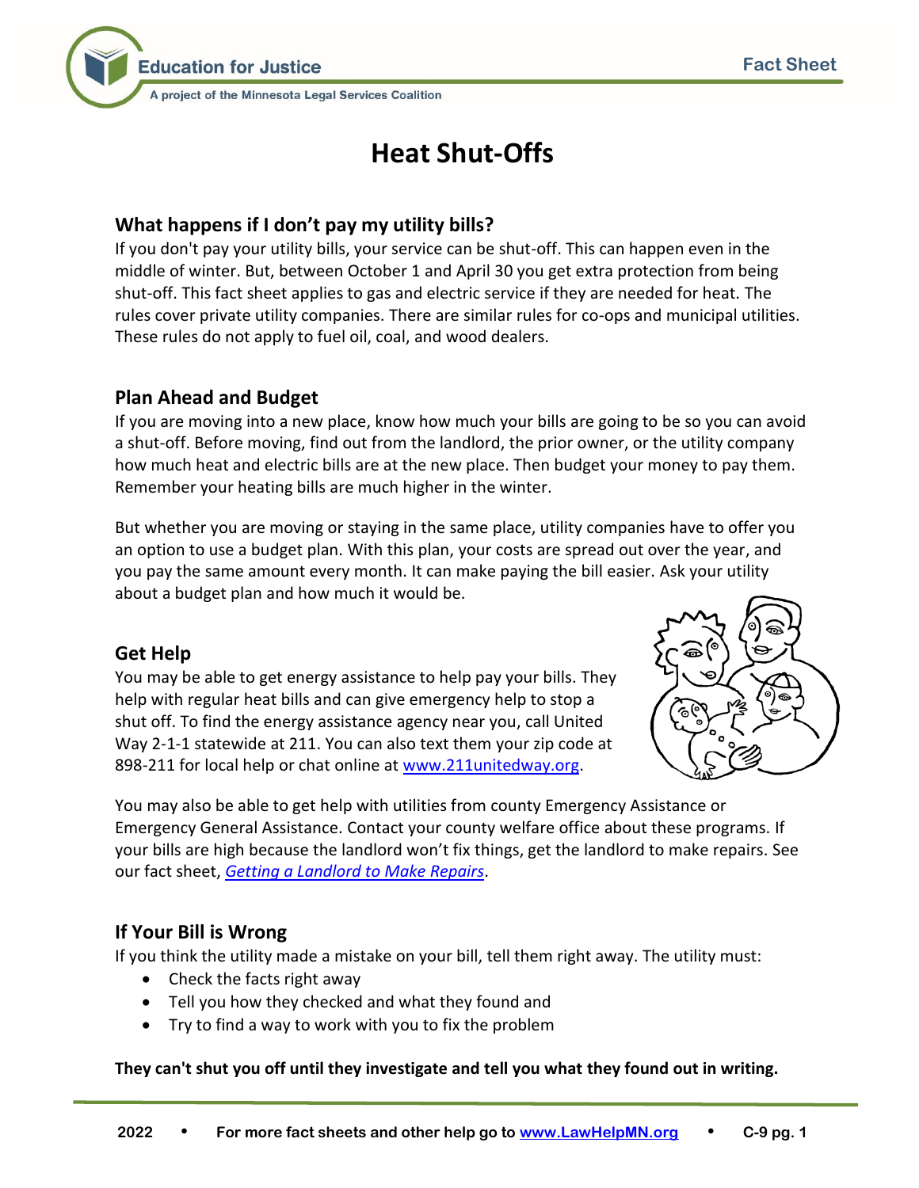# Heat Shut-Offs

## What happens if I don't pay my utility bills?

If you don't pay your utility bills, your service can be shut-off. This can happen even in the middle of winter. But, between October 1 and April 30 you get extra protection from being shut-off. This fact sheet applies to gas and electric service if they are needed for heat. The rules cover private utility companies. There are similar rules for co-ops and municipal utilities. These rules do not apply to fuel oil, coal, and wood dealers.

## Plan Ahead and Budget

If you are moving into a new place, know how much your bills are going to be so you can avoid a shut-off. Before moving, find out from the landlord, the prior owner, or the utility company how much heat and electric bills are at the new place. Then budget your money to pay them. Remember your heating bills are much higher in the winter.

But whether you are moving or staying in the same place, utility companies have to offer you an option to use a budget plan. With this plan, your costs are spread out over the year, and you pay the same amount every month. It can make paying the bill easier. Ask your utility about a budget plan and how much it would be.

## Get Help

You may be able to get energy assistance to help pay your bills. They help with regular heat bills and can give emergency help to stop a shut off. To find the energy assistance agency near you, call United Way 2-1-1 statewide at 211. You can also text them your zip code at 898-211 for local help or chat online at [www.211unitedway.org](http://www.211unitedway.org).

You may also be able to get help with utilities from county Emergency Assistance or Emergency General Assistance. Contact your county welfare office about these programs. If your bills are high because the landlord won't fix things, get the landlord to make repairs. See our fact sheet, *Getting a Landlord to Make Repairs*.

## If Your Bill is Wrong

If you think the utility made a mistake on your bill, tell them right away. The utility must:

- Check the facts right away
- Tell you how they checked and what they found and
- Try to find a way to work with you to fix the problem

**They can't shut you off until they investigate and tell you what they found out in writing.**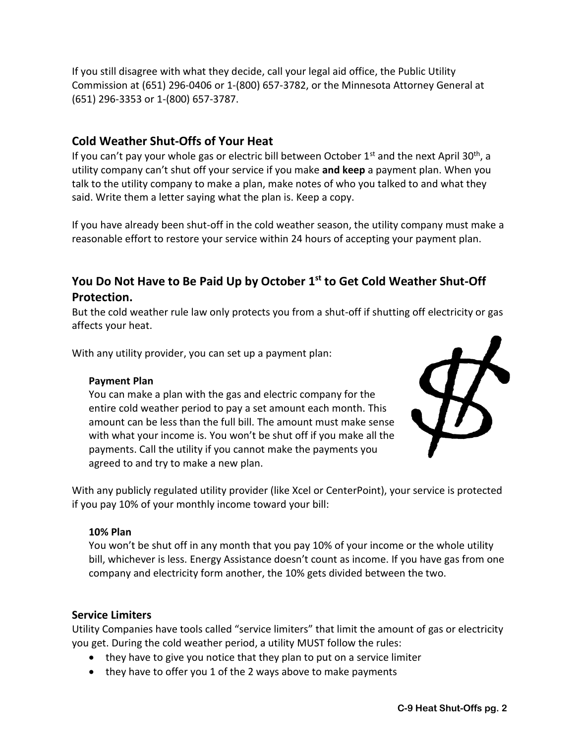If you still disagree with what they decide, call your legal aid office, the Public Utility Commission at (651) 296-0406 or 1-(800) 657-3782, or the Minnesota Attorney General at (651) 296-3353 or 1-(800) 657-3787.

## Cold Weather Shut-Offs of Your Heat

If you can't pay your whole gas or electric bill between October 1st and the next April 30th, a utility company can't shut off your service if you make **and keep** a payment plan. When you talk to the utility company to make a plan, make notes of who you talked to and what they said. Write them a letter saying what the plan is. Keep a copy.

If you have already been shut-off in the cold weather season, the utility company must make a reasonable effort to restore your service within 24 hours of accepting your payment plan.

## You Do Not Have to Be Paid Up by October 1st to Get Cold Weather Shut-Off Protection.

But the cold weather rule law only protects you from a shut-off if shutting off electricity or gas affects your heat.

With any utility provider, you can set up a payment plan:

**Payment Plan**
You can make a plan with the gas and electric company for the entire cold weather period to pay a set amount each month. This amount can be less than the full bill. The amount must make sense with what your income is. You won't be shut off if you make all the payments. Call the utility if you cannot make the payments you agreed to and try to make a new plan.

With any publicly regulated utility provider (like Xcel or CenterPoint), your service is protected if you pay 10% of your monthly income toward your bill:

**10% Plan**
You won't be shut off in any month that you pay 10% of your income or the whole utility bill, whichever is less. Energy Assistance doesn't count as income. If you have gas from one company and electricity form another, the 10% gets divided between the two.

### Service Limiters

Utility Companies have tools called "service limiters" that limit the amount of gas or electricity you get. During the cold weather period, a utility MUST follow the rules:

- they have to give you notice that they plan to put on a service limiter
- they have to offer you 1 of the 2 ways above to make payments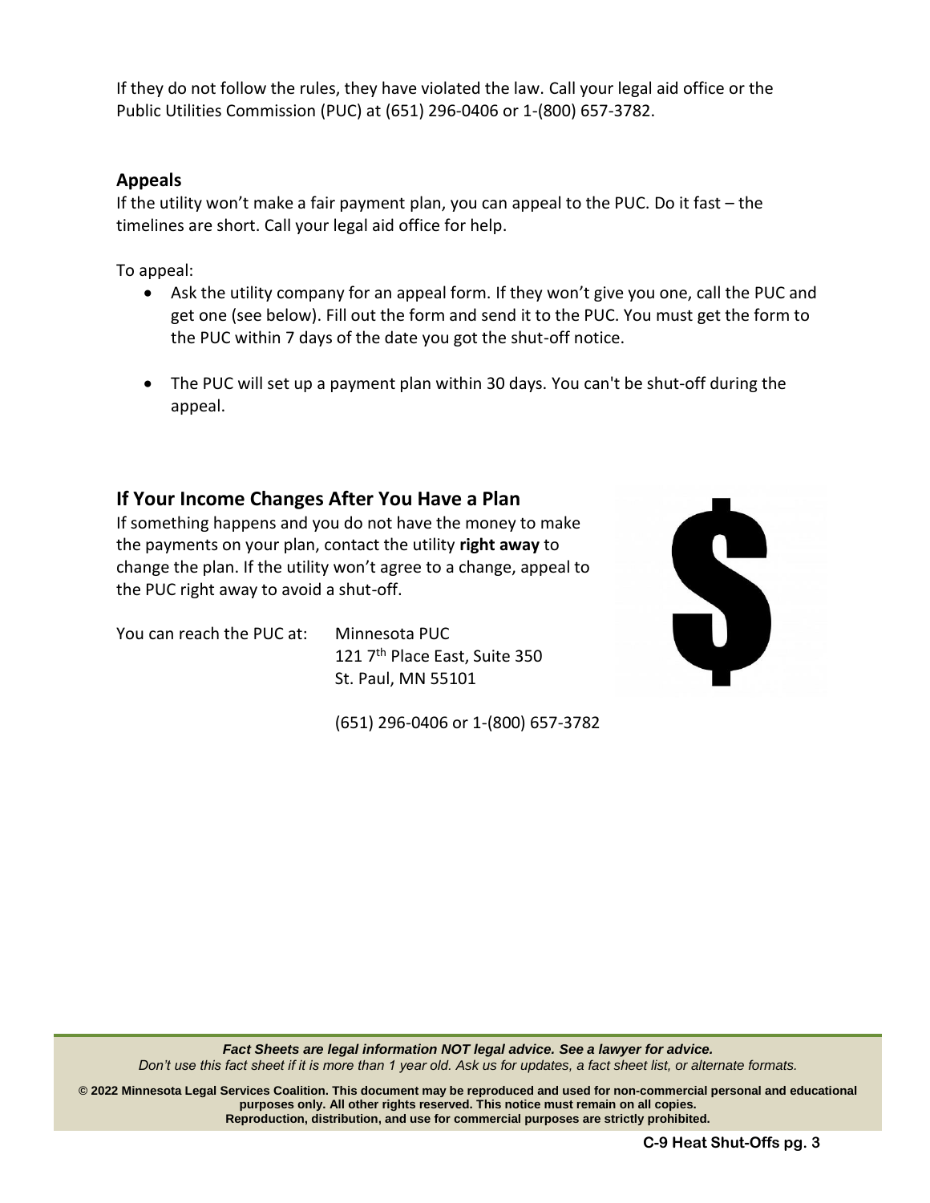If they do not follow the rules, they have violated the law. Call your legal aid office or the Public Utilities Commission (PUC) at (651) 296-0406 or 1-(800) 657-3782.

### Appeals

If the utility won't make a fair payment plan, you can appeal to the PUC. Do it fast – the timelines are short. Call your legal aid office for help.

To appeal:

- Ask the utility company for an appeal form. If they won't give you one, call the PUC and get one (see below). Fill out the form and send it to the PUC. You must get the form to the PUC within 7 days of the date you got the shut-off notice.
- The PUC will set up a payment plan within 30 days. You can't be shut-off during the appeal.

## If Your Income Changes After You Have a Plan

If something happens and you do not have the money to make the payments on your plan, contact the utility **right away** to change the plan. If the utility won't agree to a change, appeal to the PUC right away to avoid a shut-off.

You can reach the PUC at: Minnesota PUC
121 7th Place East, Suite 350
St. Paul, MN 55101

(651) 296-0406 or 1-(800) 657-3782

***Fact Sheets are legal information NOT legal advice. See a lawyer for advice.***
*Don't use this fact sheet if it is more than 1 year old. Ask us for updates, a fact sheet list, or alternate formats.*

**© 2022 Minnesota Legal Services Coalition. This document may be reproduced and used for non-commercial personal and educational purposes only. All other rights reserved. This notice must remain on all copies. Reproduction, distribution, and use for commercial purposes are strictly prohibited.**